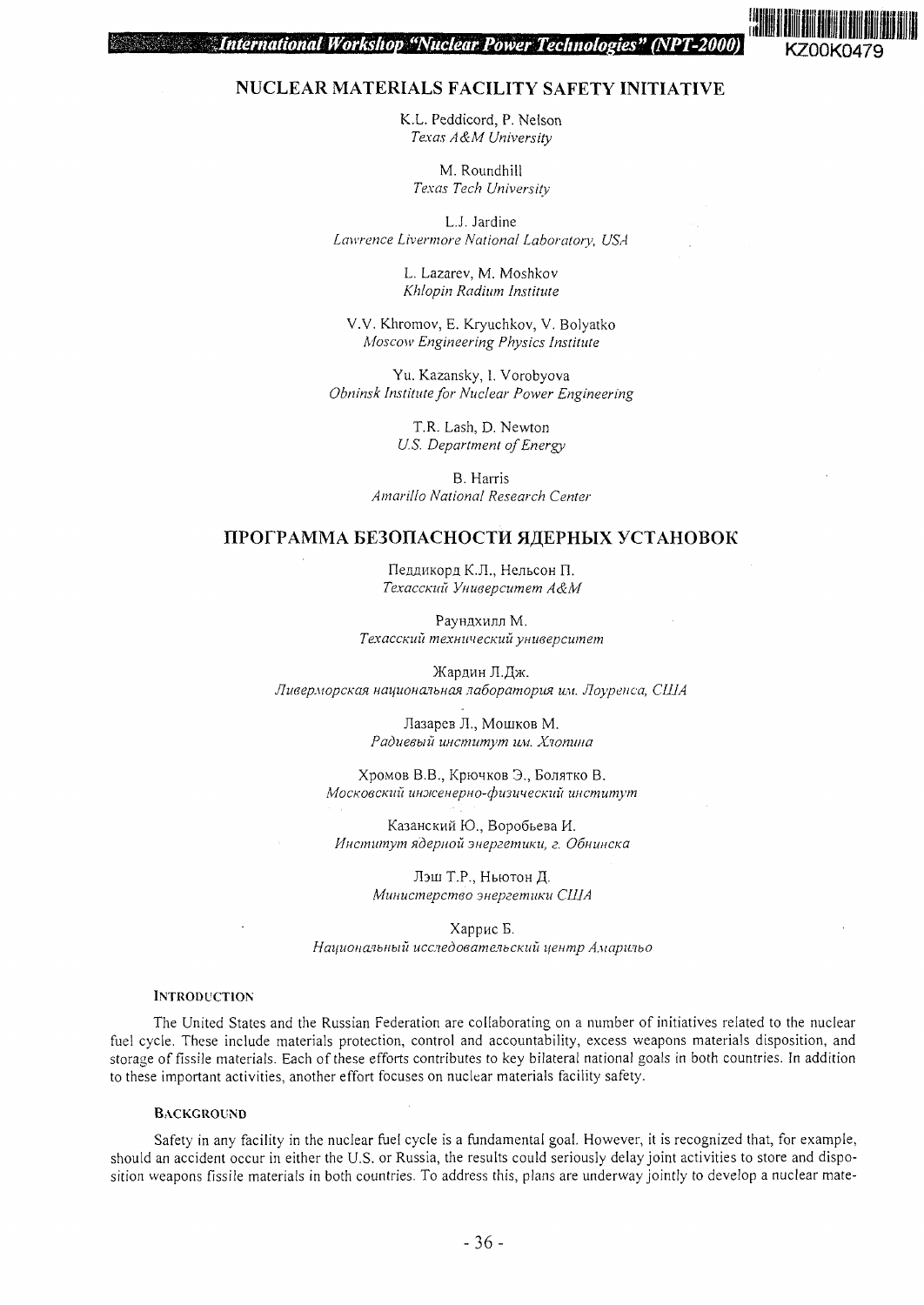# NUCLEAR MATERIALS FACILITY SAFETY INITIATIVE

K.L. Peddicord, P. Nelson
*Texas A&M University*

M. Roundhill
*Texas Tech University*

L.J. Jardine
*Lawrence Livermore National Laboratory, USA*

L. Lazarev, M. Moshkov
*Khlopin Radium Institute*

V.V. Khromov, E. Kryuchkov, V. Bolyatko
*Moscow Engineering Physics Institute*

Yu. Kazansky, I. Vorobyova
*Obninsk Institute for Nuclear Power Engineering*

T.R. Lash, D. Newton
*U.S. Department of Energy*

B. Harris
*Amarillo National Research Center*

# ПРОГРАММА БЕЗОПАСНОСТИ ЯДЕРНЫХ УСТАНОВОК

Педдикорд К.Л., Нельсон П.
*Техасский Университет A&M*

Раундхилл М.
*Техасский технический университет*

Жардин Л.Дж.
*Ливерморская национальная лаборатория им. Лоуренса, США*

Лазарев Л., Мошков М.
*Радиевый институт им. Хлопина*

Хромов В.В., Крючков Э., Болятко В.
*Московский инженерно-физический институт*

Казанский Ю., Воробьева И.
*Институт ядерной энергетики, г. Обнинска*

Лэш Т.Р., Ньютон Д.
*Министерство энергетики США*

Харрис Б.
*Национальный исследовательский центр Амарильо*

## INTRODUCTION

The United States and the Russian Federation are collaborating on a number of initiatives related to the nuclear fuel cycle. These include materials protection, control and accountability, excess weapons materials disposition, and storage of fissile materials. Each of these efforts contributes to key bilateral national goals in both countries. In addition to these important activities, another effort focuses on nuclear materials facility safety.

## BACKGROUND

Safety in any facility in the nuclear fuel cycle is a fundamental goal. However, it is recognized that, for example, should an accident occur in either the U.S. or Russia, the results could seriously delay joint activities to store and disposition weapons fissile materials in both countries. To address this, plans are underway jointly to develop a nuclear mate-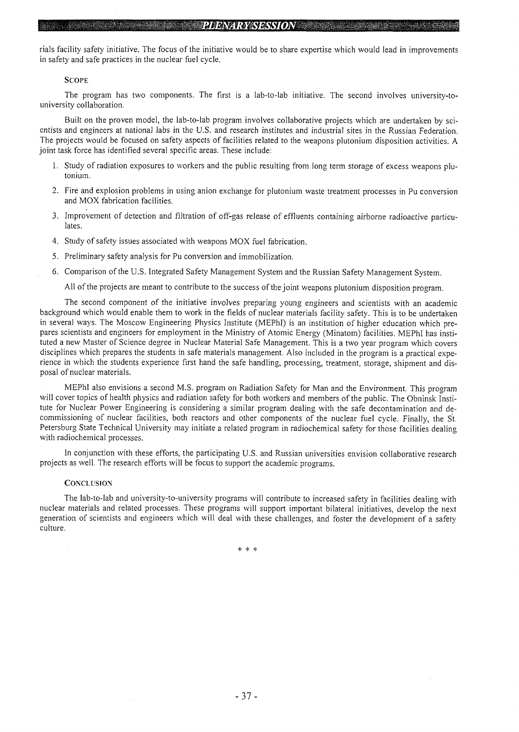rials facility safety initiative. The focus of the initiative would be to share expertise which would lead in improvements in safety and safe practices in the nuclear fuel cycle.

### SCOPE

The program has two components. The first is a lab-to-lab initiative. The second involves university-to-university collaboration.

Built on the proven model, the lab-to-lab program involves collaborative projects which are undertaken by scientists and engineers at national labs in the U.S. and research institutes and industrial sites in the Russian Federation. The projects would be focused on safety aspects of facilities related to the weapons plutonium disposition activities. A joint task force has identified several specific areas. These include:

1. Study of radiation exposures to workers and the public resulting from long term storage of excess weapons plutonium.
2. Fire and explosion problems in using anion exchange for plutonium waste treatment processes in Pu conversion and MOX fabrication facilities.
3. Improvement of detection and filtration of off-gas release of effluents containing airborne radioactive particulates.
4. Study of safety issues associated with weapons MOX fuel fabrication.
5. Preliminary safety analysis for Pu conversion and immobilization.
6. Comparison of the U.S. Integrated Safety Management System and the Russian Safety Management System.

All of the projects are meant to contribute to the success of the joint weapons plutonium disposition program.

The second component of the initiative involves preparing young engineers and scientists with an academic background which would enable them to work in the fields of nuclear materials facility safety. This is to be undertaken in several ways. The Moscow Engineering Physics Institute (MEPhI) is an institution of higher education which prepares scientists and engineers for employment in the Ministry of Atomic Energy (Minatom) facilities. MEPhI has instituted a new Master of Science degree in Nuclear Material Safe Management. This is a two year program which covers disciplines which prepares the students in safe materials management. Also included in the program is a practical experience in which the students experience first hand the safe handling, processing, treatment, storage, shipment and disposal of nuclear materials.

MEPhI also envisions a second M.S. program on Radiation Safety for Man and the Environment. This program will cover topics of health physics and radiation safety for both workers and members of the public. The Obninsk Institute for Nuclear Power Engineering is considering a similar program dealing with the safe decontamination and decommissioning of nuclear facilities, both reactors and other components of the nuclear fuel cycle. Finally, the St. Petersburg State Technical University may initiate a related program in radiochemical safety for those facilities dealing with radiochemical processes.

In conjunction with these efforts, the participating U.S. and Russian universities envision collaborative research projects as well. The research efforts will be focus to support the academic programs.

### CONCLUSION

The lab-to-lab and university-to-university programs will contribute to increased safety in facilities dealing with nuclear materials and related processes. These programs will support important bilateral initiatives, develop the next generation of scientists and engineers which will deal with these challenges, and foster the development of a safety culture.

\* \* \*